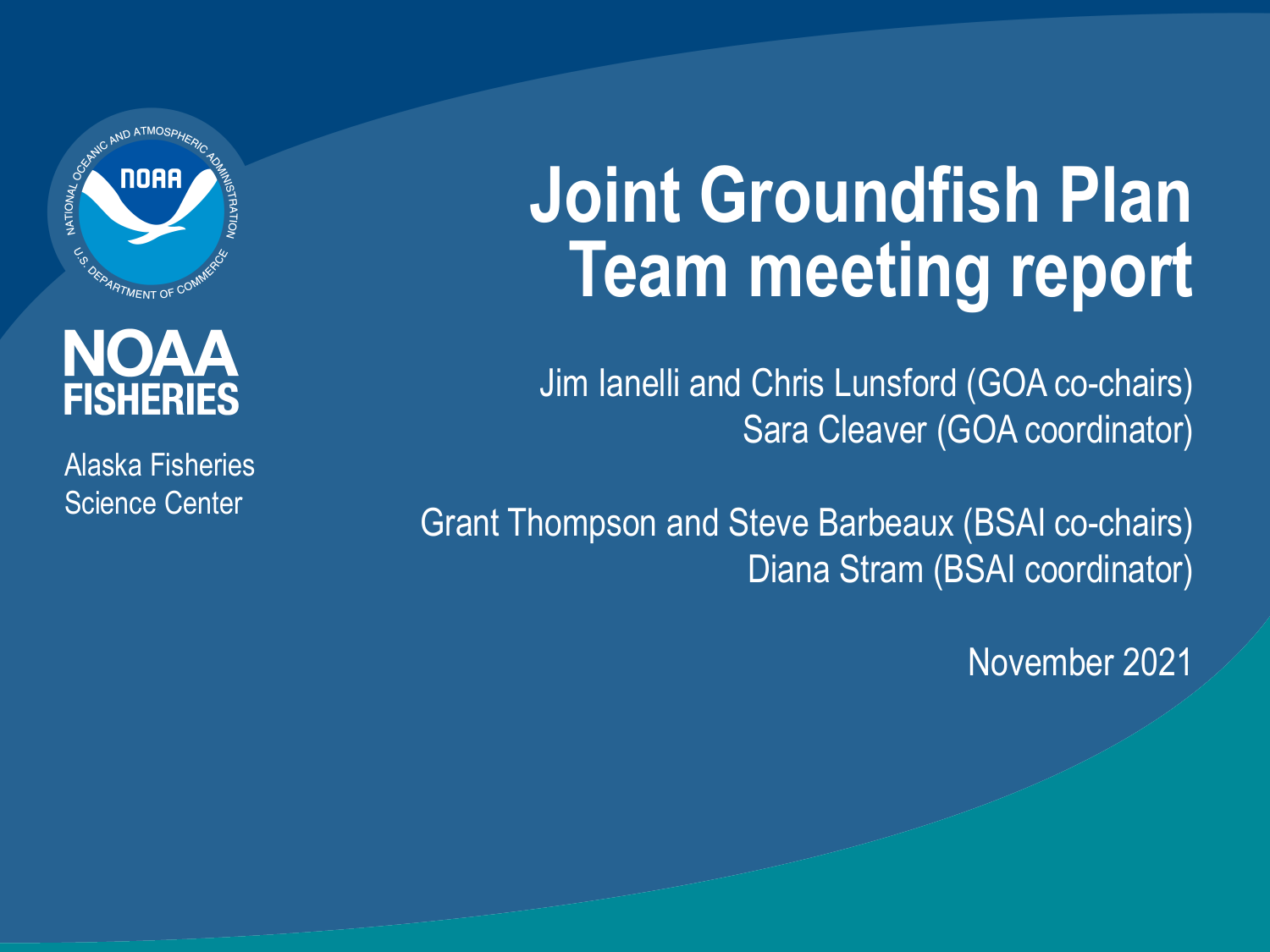NOAA FISHERIES

Alaska Fisheries Science Center

# Joint Groundfish Plan Team meeting report

Jim Ianelli and Chris Lunsford (GOA co-chairs)
Sara Cleaver (GOA coordinator)

Grant Thompson and Steve Barbeaux (BSAI co-chairs)
Diana Stram (BSAI coordinator)

November 2021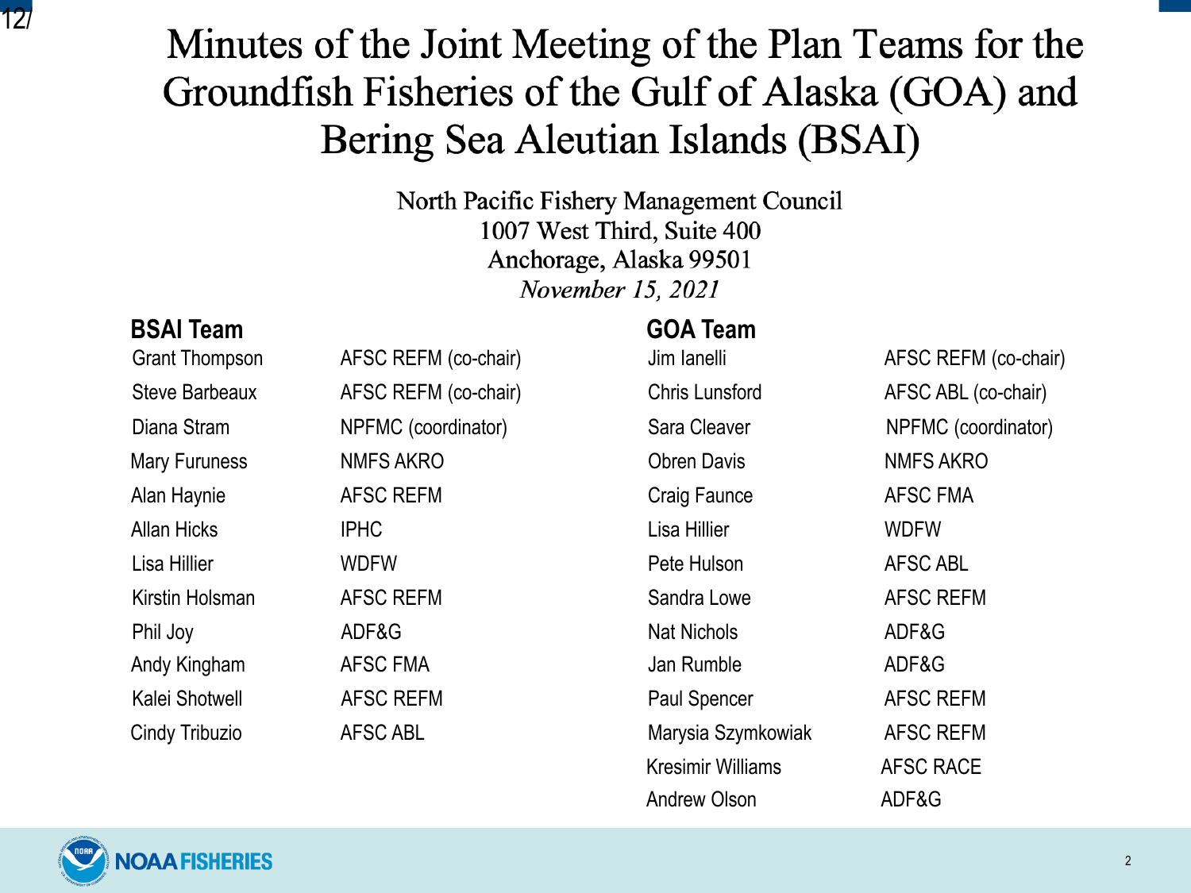# Minutes of the Joint Meeting of the Plan Teams for the Groundfish Fisheries of the Gulf of Alaska (GOA) and Bering Sea Aleutian Islands (BSAI)

North Pacific Fishery Management Council
1007 West Third, Suite 400
Anchorage, Alaska 99501
*November 15, 2021*

## BSAI Team

| Name | Affiliation |
|---|---|
| Grant Thompson | AFSC REFM (co-chair) |
| Steve Barbeaux | AFSC REFM (co-chair) |
| Diana Stram | NPFMC (coordinator) |
| Mary Furuness | NMFS AKRO |
| Alan Haynie | AFSC REFM |
| Allan Hicks | IPHC |
| Lisa Hillier | WDFW |
| Kirstin Holsman | AFSC REFM |
| Phil Joy | ADF&G |
| Andy Kingham | AFSC FMA |
| Kalei Shotwell | AFSC REFM |
| Cindy Tribuzio | AFSC ABL |

## GOA Team

| Name | Affiliation |
|---|---|
| Jim Ianelli | AFSC REFM (co-chair) |
| Chris Lunsford | AFSC ABL (co-chair) |
| Sara Cleaver | NPFMC (coordinator) |
| Obren Davis | NMFS AKRO |
| Craig Faunce | AFSC FMA |
| Lisa Hillier | WDFW |
| Pete Hulson | AFSC ABL |
| Sandra Lowe | AFSC REFM |
| Nat Nichols | ADF&G |
| Jan Rumble | ADF&G |
| Paul Spencer | AFSC REFM |
| Marysia Szymkowiak | AFSC REFM |
| Kresimir Williams | AFSC RACE |
| Andrew Olson | ADF&G |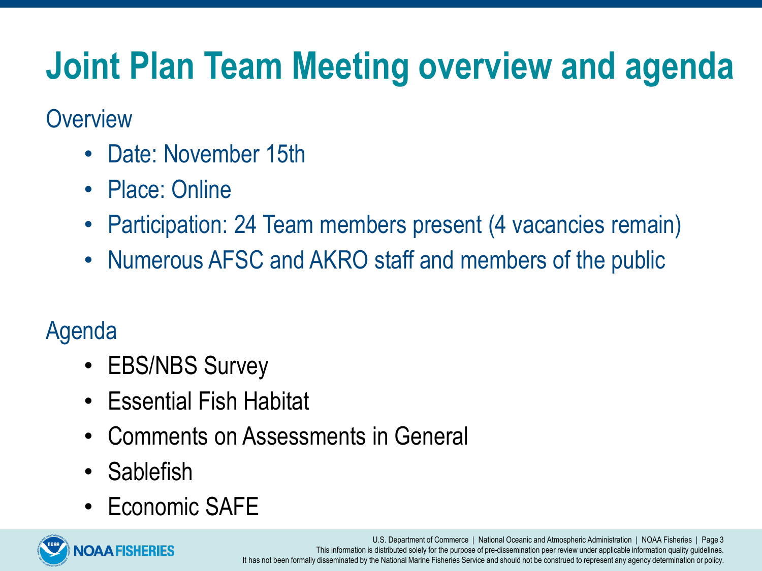# Joint Plan Team Meeting overview and agenda

## Overview

- Date: November 15th
- Place: Online
- Participation: 24 Team members present (4 vacancies remain)
- Numerous AFSC and AKRO staff and members of the public

## Agenda

- EBS/NBS Survey
- Essential Fish Habitat
- Comments on Assessments in General
- Sablefish
- Economic SAFE

This information is distributed solely for the purpose of pre-dissemination peer review under applicable information quality guidelines. It has not been formally disseminated by the National Marine Fisheries Service and should not be construed to represent any agency determination or policy.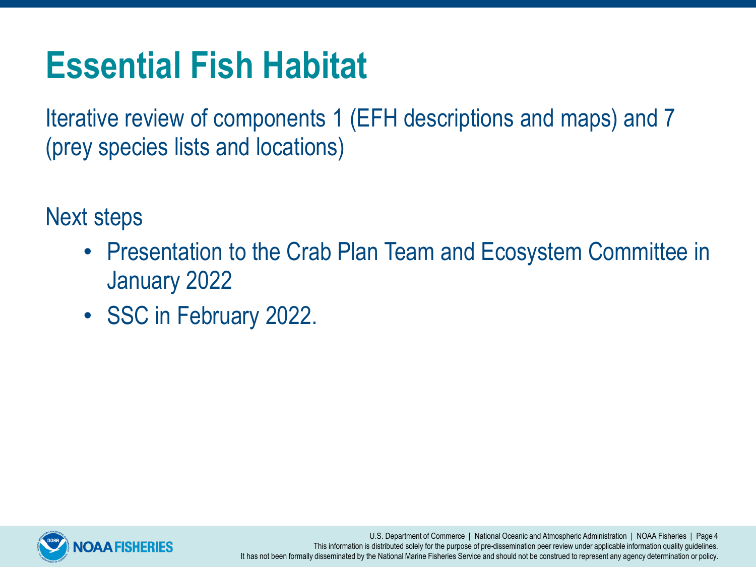# Essential Fish Habitat

Iterative review of components 1 (EFH descriptions and maps) and 7 (prey species lists and locations)

Next steps

- Presentation to the Crab Plan Team and Ecosystem Committee in January 2022
- SSC in February 2022.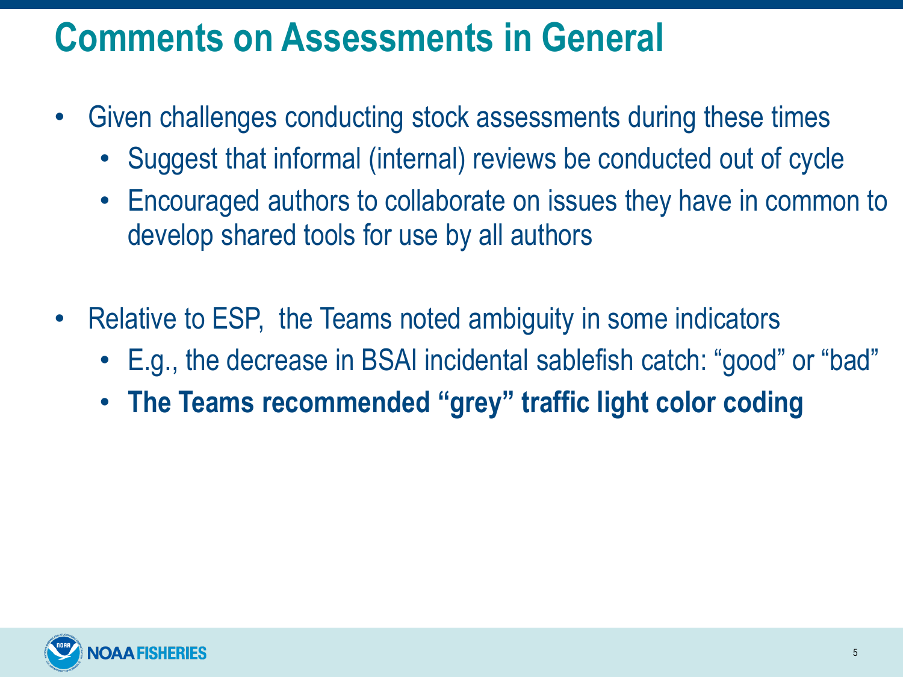# Comments on Assessments in General

- Given challenges conducting stock assessments during these times
  - Suggest that informal (internal) reviews be conducted out of cycle
  - Encouraged authors to collaborate on issues they have in common to develop shared tools for use by all authors

- Relative to ESP, the Teams noted ambiguity in some indicators
  - E.g., the decrease in BSAI incidental sablefish catch: “good” or “bad”
  - **The Teams recommended “grey” traffic light color coding**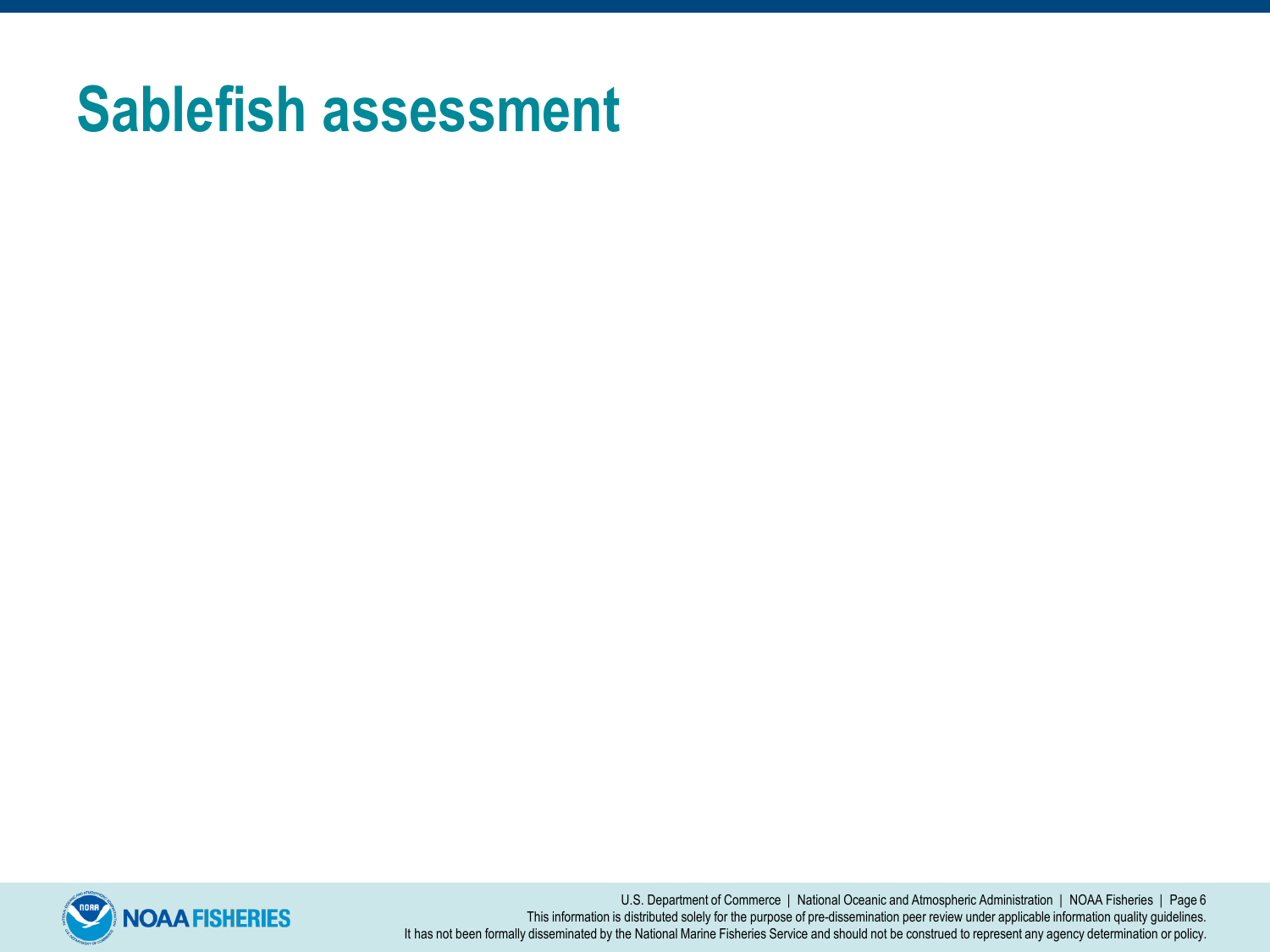# Sablefish assessment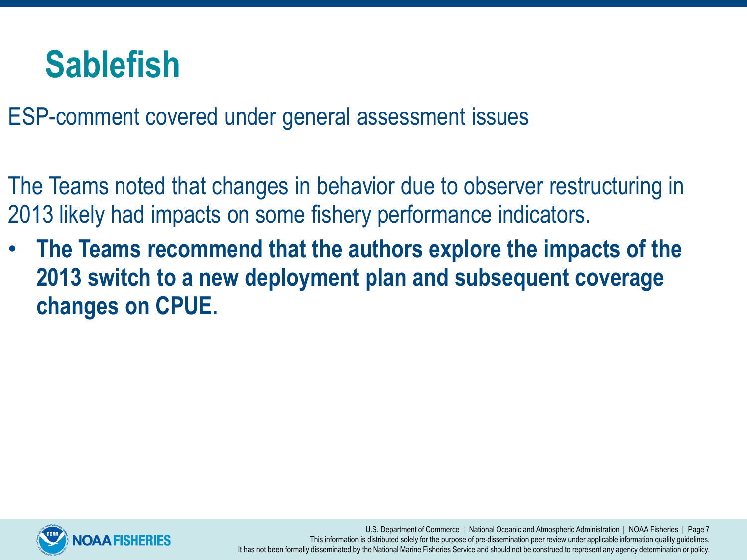# Sablefish

ESP-comment covered under general assessment issues

The Teams noted that changes in behavior due to observer restructuring in 2013 likely had impacts on some fishery performance indicators.

- **The Teams recommend that the authors explore the impacts of the 2013 switch to a new deployment plan and subsequent coverage changes on CPUE.**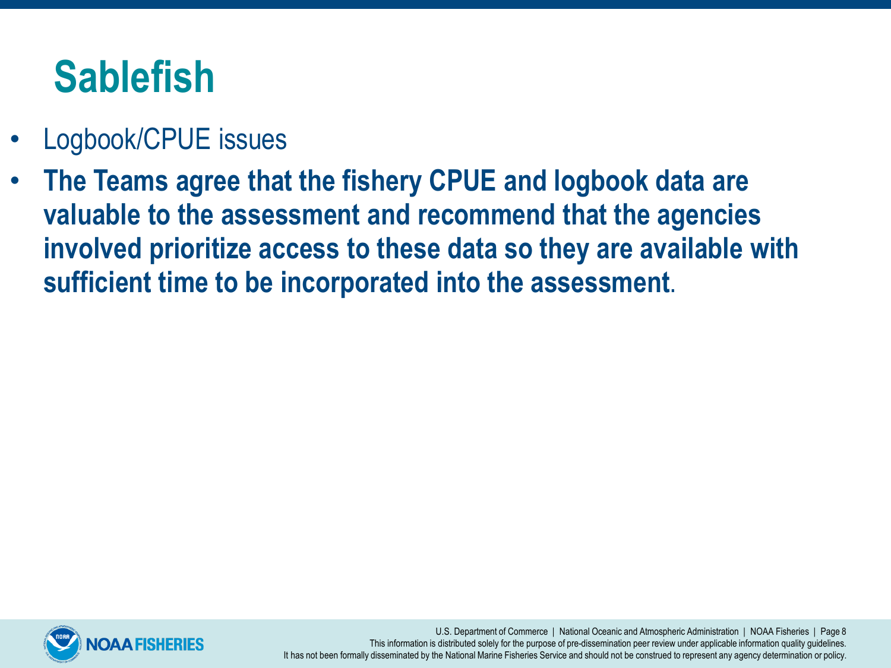# Sablefish

- Logbook/CPUE issues
- **The Teams agree that the fishery CPUE and logbook data are valuable to the assessment and recommend that the agencies involved prioritize access to these data so they are available with sufficient time to be incorporated into the assessment**.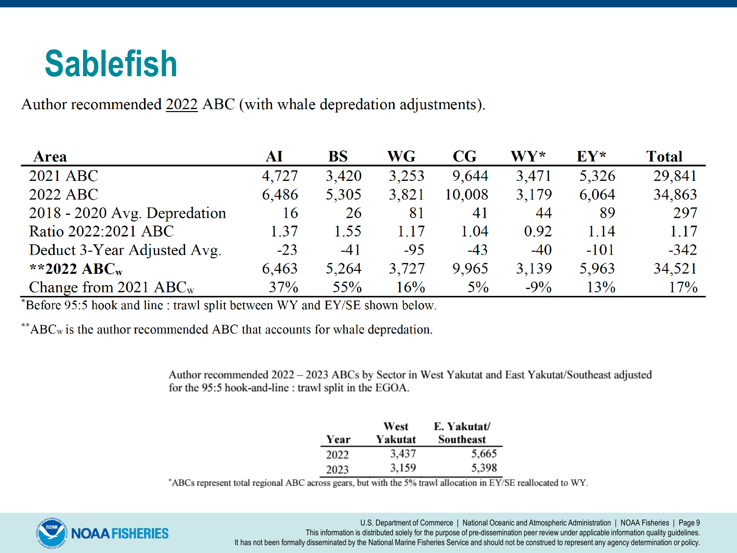# Sablefish

Author recommended 2022 ABC (with whale depredation adjustments).

| Area | AI | BS | WG | CG | WY* | EY* | Total |
|---|---|---|---|---|---|---|---|
| 2021 ABC | 4,727 | 3,420 | 3,253 | 9,644 | 3,471 | 5,326 | 29,841 |
| 2022 ABC | 6,486 | 5,305 | 3,821 | 10,008 | 3,179 | 6,064 | 34,863 |
| 2018 - 2020 Avg. Depredation | 16 | 26 | 81 | 41 | 44 | 89 | 297 |
| Ratio 2022:2021 ABC | 1.37 | 1.55 | 1.17 | 1.04 | 0.92 | 1.14 | 1.17 |
| Deduct 3-Year Adjusted Avg. | -23 | -41 | -95 | -43 | -40 | -101 | -342 |
| **\*\*2022 $ABC_w$** | 6,463 | 5,264 | 3,727 | 9,965 | 3,139 | 5,963 | 34,521 |
| Change from 2021 $ABC_w$ | 37% | 55% | 16% | 5% | -9% | 13% | 17% |

*Before 95:5 hook and line : trawl split between WY and EY/SE shown below.

**$ABC_w$ is the author recommended ABC that accounts for whale depredation.

Author recommended 2022 – 2023 ABCs by Sector in West Yakutat and East Yakutat/Southeast adjusted for the 95:5 hook-and-line : trawl split in the EGOA.

| Year | West Yakutat | E. Yakutat/ Southeast |
|---|---|---|
| 2022 | 3,437 | 5,665 |
| 2023 | 3,159 | 5,398 |

*ABCs represent total regional ABC across gears, but with the 5% trawl allocation in EY/SE reallocated to WY.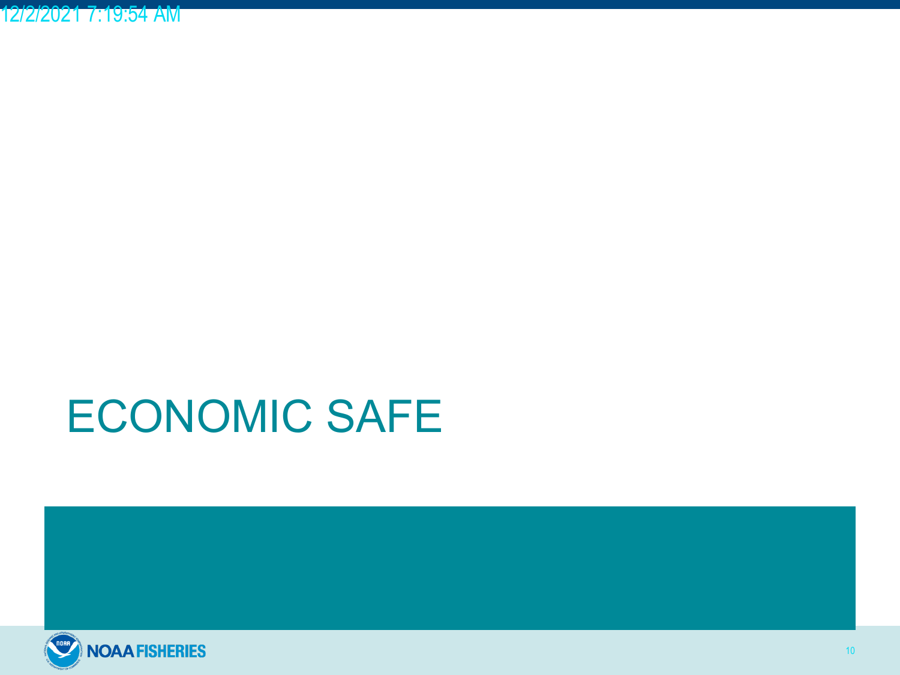# ECONOMIC SAFE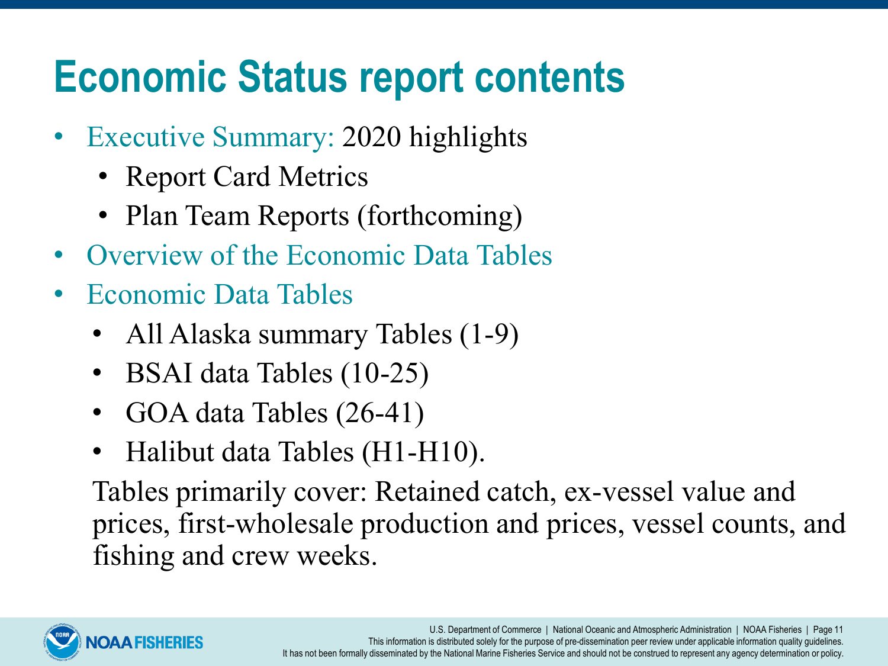# Economic Status report contents

- Executive Summary: 2020 highlights
  - Report Card Metrics
  - Plan Team Reports (forthcoming)
- Overview of the Economic Data Tables
- Economic Data Tables
  - All Alaska summary Tables (1-9)
  - BSAI data Tables (10-25)
  - GOA data Tables (26-41)
  - Halibut data Tables (H1-H10).

  Tables primarily cover: Retained catch, ex-vessel value and prices, first-wholesale production and prices, vessel counts, and fishing and crew weeks.

This information is distributed solely for the purpose of pre-dissemination peer review under applicable information quality guidelines. It has not been formally disseminated by the National Marine Fisheries Service and should not be construed to represent any agency determination or policy.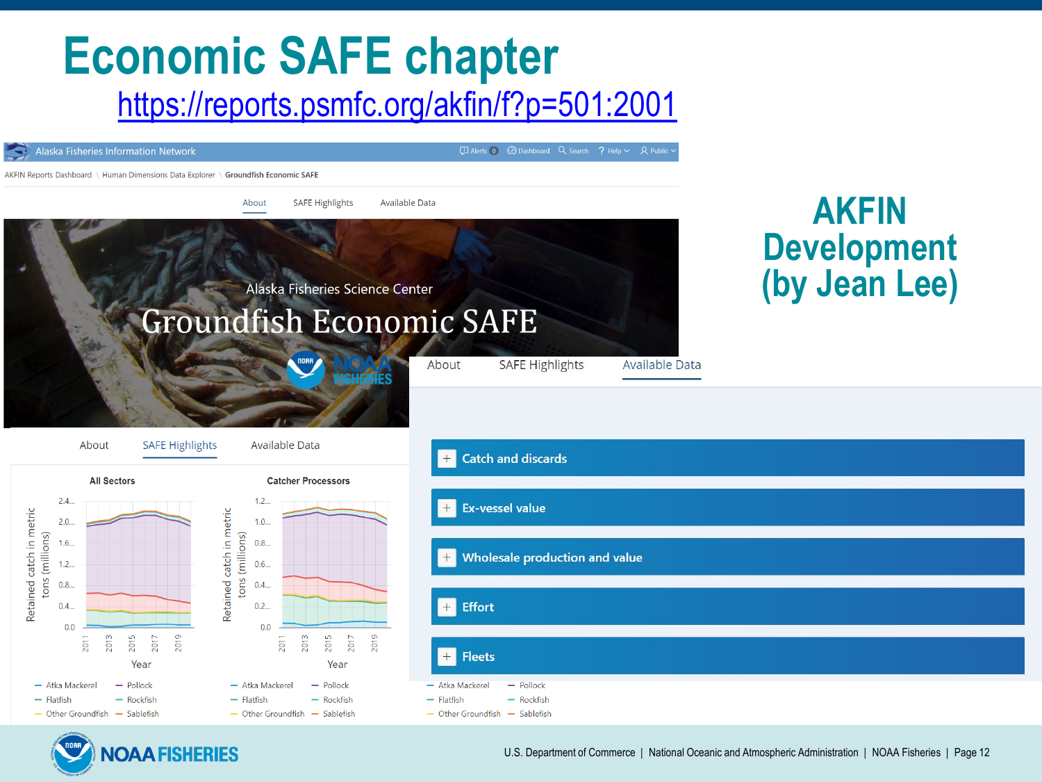# Economic SAFE chapter

https://reports.psmfc.org/akfin/f?p=501:2001

Alaska Fisheries Information Network

Alerts 0 | Dashboard | Search | Help | Public

AKFIN Reports Dashboard \ Human Dimensions Data Explorer \ Groundfish Economic SAFE

About | SAFE Highlights | Available Data

Alaska Fisheries Science Center

Groundfish Economic SAFE

About | SAFE Highlights | Available Data

**All Sectors**

**Catcher Processors**

Retained catch in metric tons (millions)

Year

- Atka Mackerel
- Pollock
- Flatfish
- Rockfish
- Other Groundfish
- Sablefish

About | SAFE Highlights | Available Data

- Catch and discards
- Ex-vessel value
- Wholesale production and value
- Effort
- Fleets

## AKFIN Development (by Jean Lee)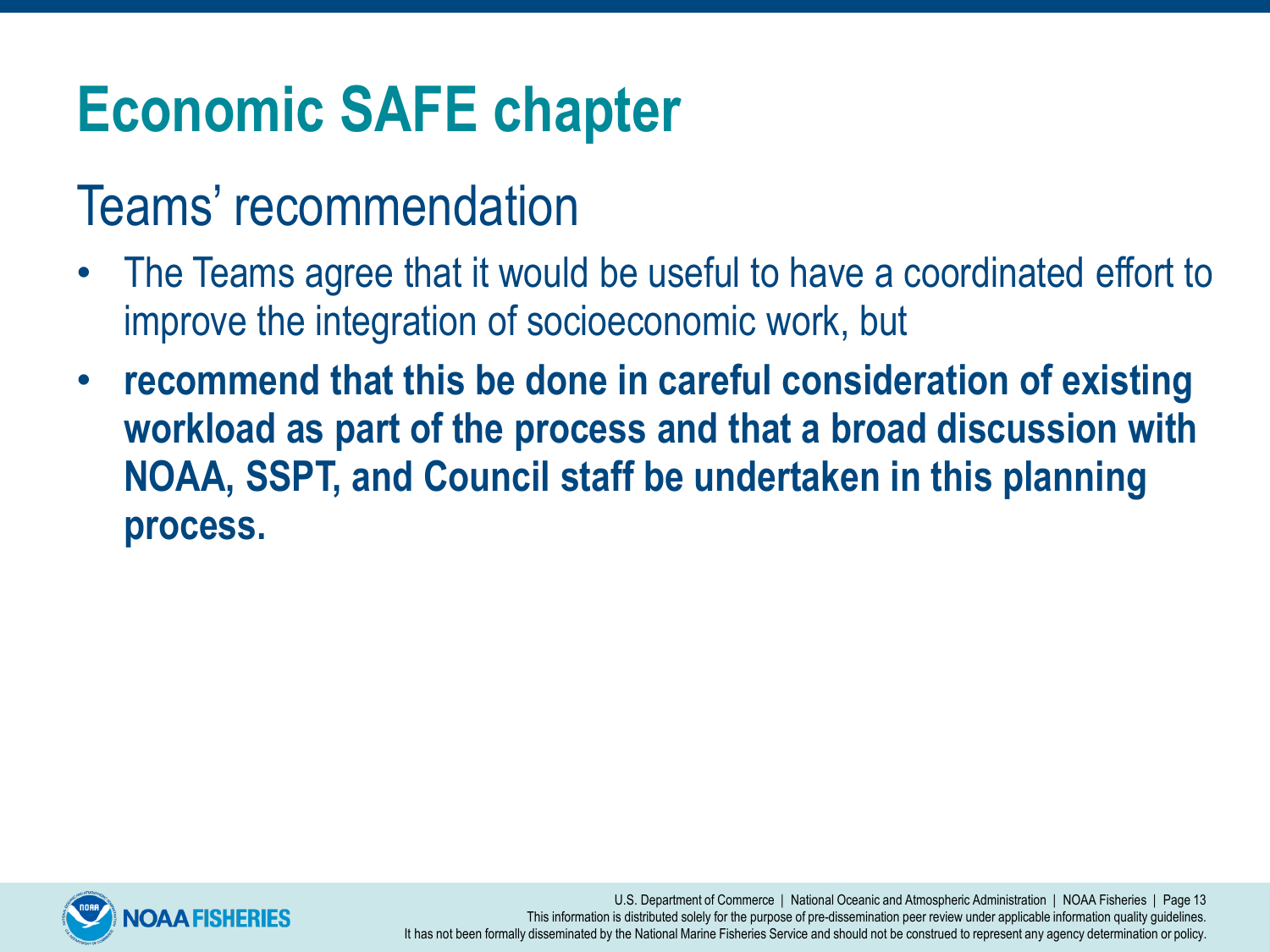# Economic SAFE chapter

## Teams' recommendation

- The Teams agree that it would be useful to have a coordinated effort to improve the integration of socioeconomic work, but
- **recommend that this be done in careful consideration of existing workload as part of the process and that a broad discussion with NOAA, SSPT, and Council staff be undertaken in this planning process.**